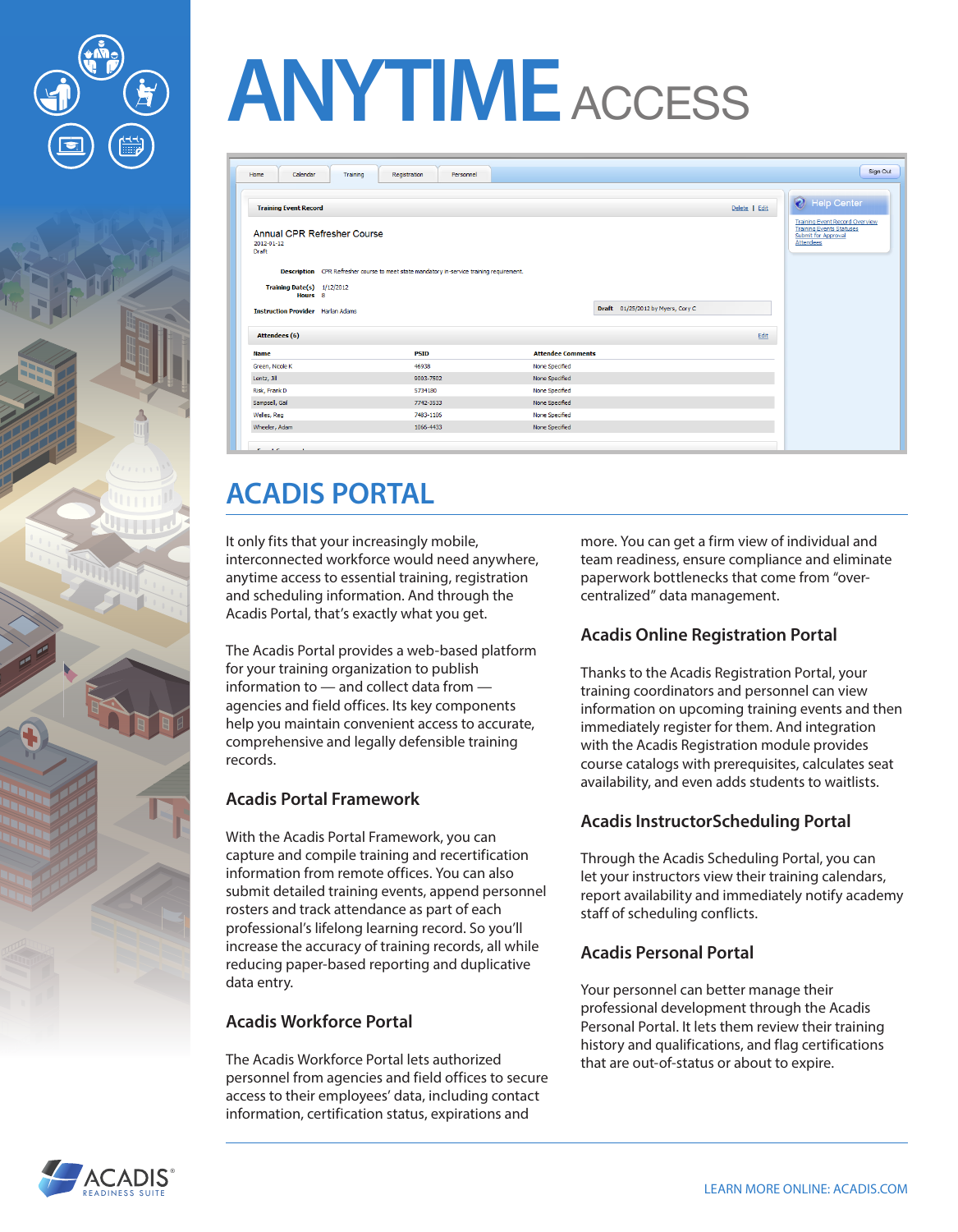# ANYTIME ACCESS

## ACADIS PORTAL

It only fits that your increasingly mobile, interconnected workforce would need anywhere, anytime access to essential training, registration and scheduling information. And through the Acadis Portal, that's exactly what you get.

The Acadis Portal provides a web-based platform for your training organization to publish information to — and collect data from — agencies and field offices. Its key components help you maintain convenient access to accurate, comprehensive and legally defensible training records.

### Acadis Portal Framework

With the Acadis Portal Framework, you can capture and compile training and recertification information from remote offices. You can also submit detailed training events, append personnel rosters and track attendance as part of each professional's lifelong learning record. So you'll increase the accuracy of training records, all while reducing paper-based reporting and duplicative data entry.

### Acadis Workforce Portal

The Acadis Workforce Portal lets authorized personnel from agencies and field offices to secure access to their employees' data, including contact information, certification status, expirations and more. You can get a firm view of individual and team readiness, ensure compliance and eliminate paperwork bottlenecks that come from "over-centralized" data management.

### Acadis Online Registration Portal

Thanks to the Acadis Registration Portal, your training coordinators and personnel can view information on upcoming training events and then immediately register for them. And integration with the Acadis Registration module provides course catalogs with prerequisites, calculates seat availability, and even adds students to waitlists.

### Acadis InstructorScheduling Portal

Through the Acadis Scheduling Portal, you can let your instructors view their training calendars, report availability and immediately notify academy staff of scheduling conflicts.

### Acadis Personal Portal

Your personnel can better manage their professional development through the Acadis Personal Portal. It lets them review their training history and qualifications, and flag certifications that are out-of-status or about to expire.

ACADIS® READINESS SUITE

LEARN MORE ONLINE: ACADIS.COM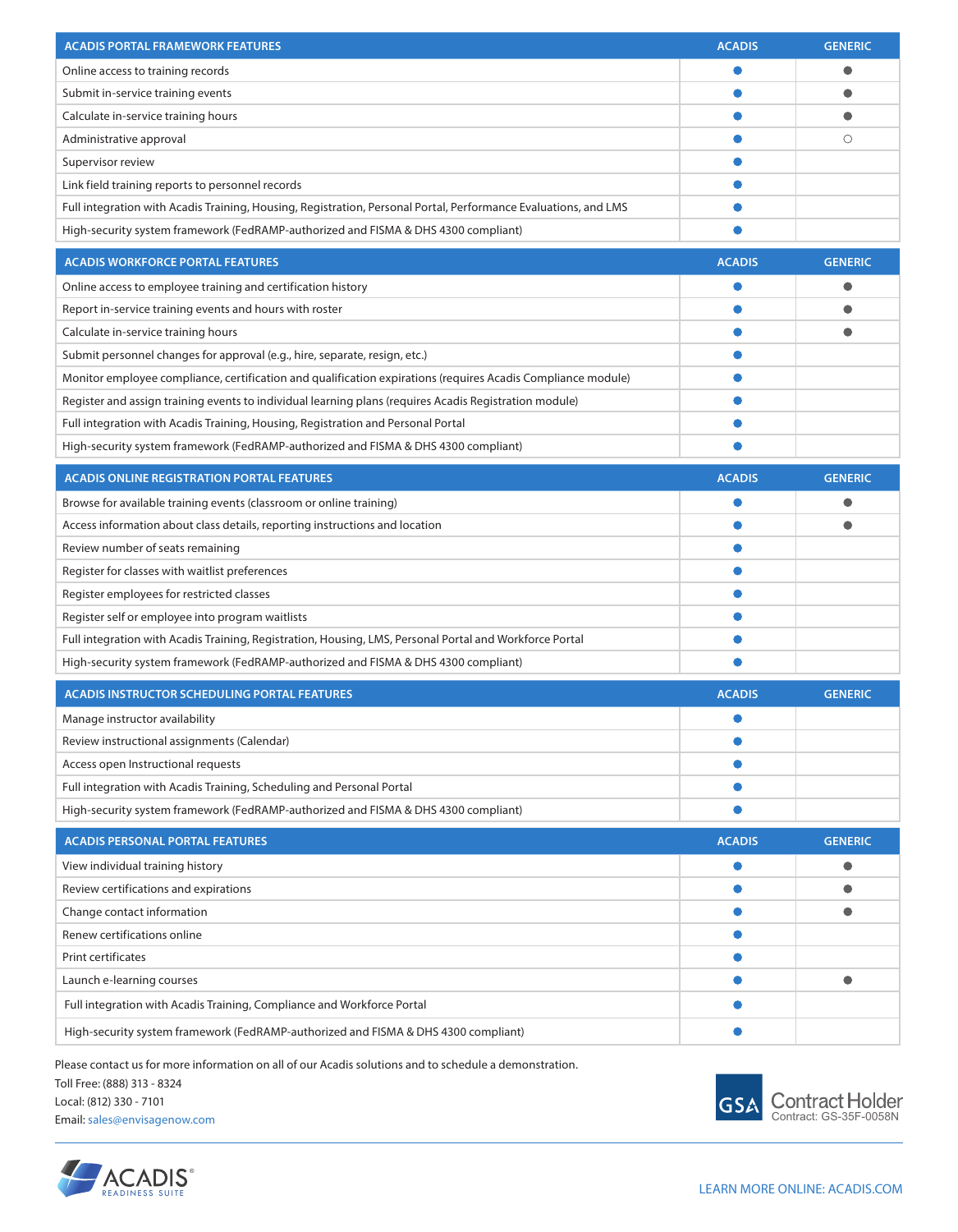| ACADIS PORTAL FRAMEWORK FEATURES | ACADIS | GENERIC |
|---|---|---|
| Online access to training records | ● | ● |
| Submit in-service training events | ● | ● |
| Calculate in-service training hours | ● | ● |
| Administrative approval | ● | ○ |
| Supervisor review | ● | |
| Link field training reports to personnel records | ● | |
| Full integration with Acadis Training, Housing, Registration, Personal Portal, Performance Evaluations, and LMS | ● | |
| High-security system framework (FedRAMP-authorized and FISMA & DHS 4300 compliant) | ● | |

| ACADIS WORKFORCE PORTAL FEATURES | ACADIS | GENERIC |
|---|---|---|
| Online access to employee training and certification history | ● | ● |
| Report in-service training events and hours with roster | ● | ● |
| Calculate in-service training hours | ● | ● |
| Submit personnel changes for approval (e.g., hire, separate, resign, etc.) | ● | |
| Monitor employee compliance, certification and qualification expirations (requires Acadis Compliance module) | ● | |
| Register and assign training events to individual learning plans (requires Acadis Registration module) | ● | |
| Full integration with Acadis Training, Housing, Registration and Personal Portal | ● | |
| High-security system framework (FedRAMP-authorized and FISMA & DHS 4300 compliant) | ● | |

| ACADIS ONLINE REGISTRATION PORTAL FEATURES | ACADIS | GENERIC |
|---|---|---|
| Browse for available training events (classroom or online training) | ● | ● |
| Access information about class details, reporting instructions and location | ● | ● |
| Review number of seats remaining | ● | |
| Register for classes with waitlist preferences | ● | |
| Register employees for restricted classes | ● | |
| Register self or employee into program waitlists | ● | |
| Full integration with Acadis Training, Registration, Housing, LMS, Personal Portal and Workforce Portal | ● | |
| High-security system framework (FedRAMP-authorized and FISMA & DHS 4300 compliant) | ● | |

| ACADIS INSTRUCTOR SCHEDULING PORTAL FEATURES | ACADIS | GENERIC |
|---|---|---|
| Manage instructor availability | ● | |
| Review instructional assignments (Calendar) | ● | |
| Access open Instructional requests | ● | |
| Full integration with Acadis Training, Scheduling and Personal Portal | ● | |
| High-security system framework (FedRAMP-authorized and FISMA & DHS 4300 compliant) | ● | |

| ACADIS PERSONAL PORTAL FEATURES | ACADIS | GENERIC |
|---|---|---|
| View individual training history | ● | ● |
| Review certifications and expirations | ● | ● |
| Change contact information | ● | ● |
| Renew certifications online | ● | |
| Print certificates | ● | |
| Launch e-learning courses | ● | ● |
| Full integration with Acadis Training, Compliance and Workforce Portal | ● | |
| High-security system framework (FedRAMP-authorized and FISMA & DHS 4300 compliant) | ● | |

Please contact us for more information on all of our Acadis solutions and to schedule a demonstration.
Toll Free: (888) 313 - 8324
Local: (812) 330 - 7101
Email: sales@envisagenow.com

GSA Contract Holder
Contract: GS-35F-0058N

ACADIS READINESS SUITE

LEARN MORE ONLINE: ACADIS.COM